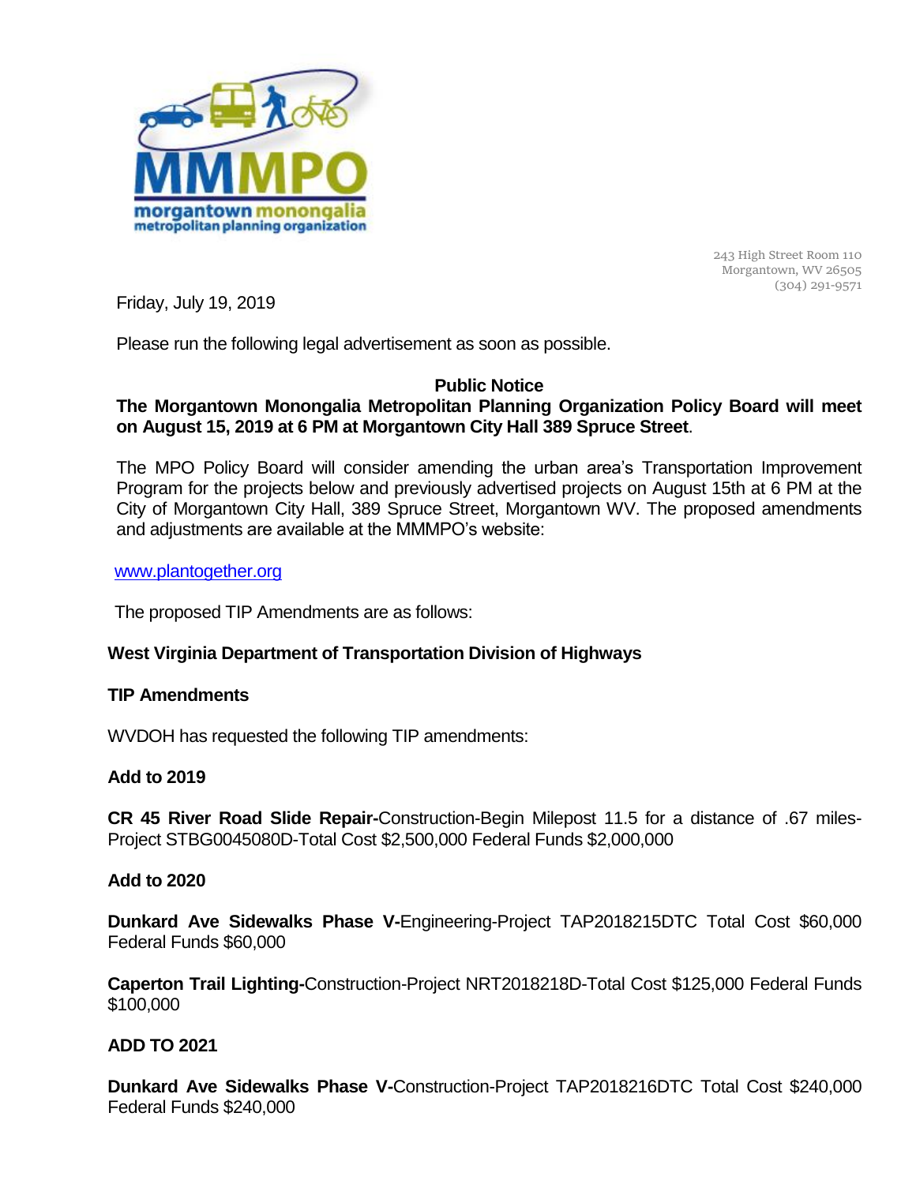MMMPO
morgantown monongalia
metropolitan planning organization

243 High Street Room 110
Morgantown, WV 26505
(304) 291-9571

Friday, July 19, 2019

Please run the following legal advertisement as soon as possible.

**Public Notice**

**The Morgantown Monongalia Metropolitan Planning Organization Policy Board will meet on August 15, 2019 at 6 PM at Morgantown City Hall 389 Spruce Street**.

The MPO Policy Board will consider amending the urban area's Transportation Improvement Program for the projects below and previously advertised projects on August 15th at 6 PM at the City of Morgantown City Hall, 389 Spruce Street, Morgantown WV. The proposed amendments and adjustments are available at the MMMPO's website:

www.plantogether.org

The proposed TIP Amendments are as follows:

**West Virginia Department of Transportation Division of Highways**

**TIP Amendments**

WVDOH has requested the following TIP amendments:

**Add to 2019**

**CR 45 River Road Slide Repair-**Construction-Begin Milepost 11.5 for a distance of .67 miles-Project STBG0045080D-Total Cost $2,500,000 Federal Funds $2,000,000

**Add to 2020**

**Dunkard Ave Sidewalks Phase V-**Engineering-Project TAP2018215DTC Total Cost $60,000 Federal Funds $60,000

**Caperton Trail Lighting-**Construction-Project NRT2018218D-Total Cost $125,000 Federal Funds $100,000

**ADD TO 2021**

**Dunkard Ave Sidewalks Phase V-**Construction-Project TAP2018216DTC Total Cost $240,000 Federal Funds $240,000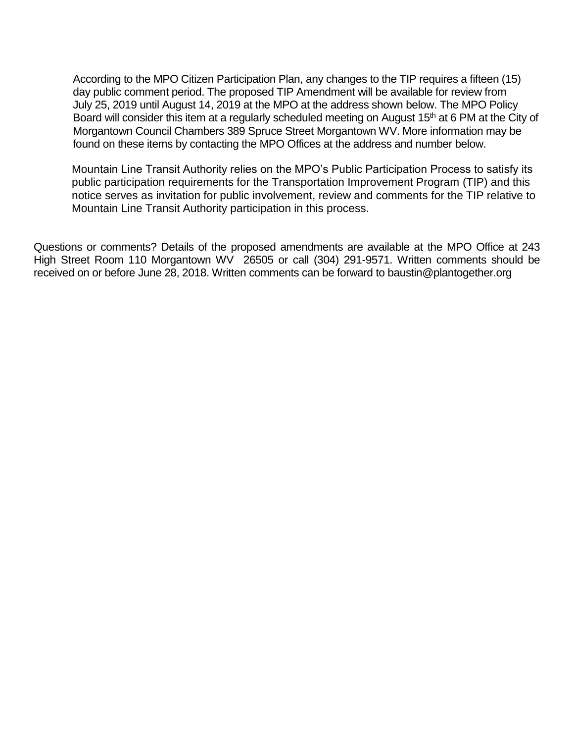According to the MPO Citizen Participation Plan, any changes to the TIP requires a fifteen (15) day public comment period. The proposed TIP Amendment will be available for review from July 25, 2019 until August 14, 2019 at the MPO at the address shown below. The MPO Policy Board will consider this item at a regularly scheduled meeting on August 15th at 6 PM at the City of Morgantown Council Chambers 389 Spruce Street Morgantown WV. More information may be found on these items by contacting the MPO Offices at the address and number below.

Mountain Line Transit Authority relies on the MPO's Public Participation Process to satisfy its public participation requirements for the Transportation Improvement Program (TIP) and this notice serves as invitation for public involvement, review and comments for the TIP relative to Mountain Line Transit Authority participation in this process.

Questions or comments? Details of the proposed amendments are available at the MPO Office at 243 High Street Room 110 Morgantown WV 26505 or call (304) 291-9571. Written comments should be received on or before June 28, 2018. Written comments can be forward to baustin@plantogether.org